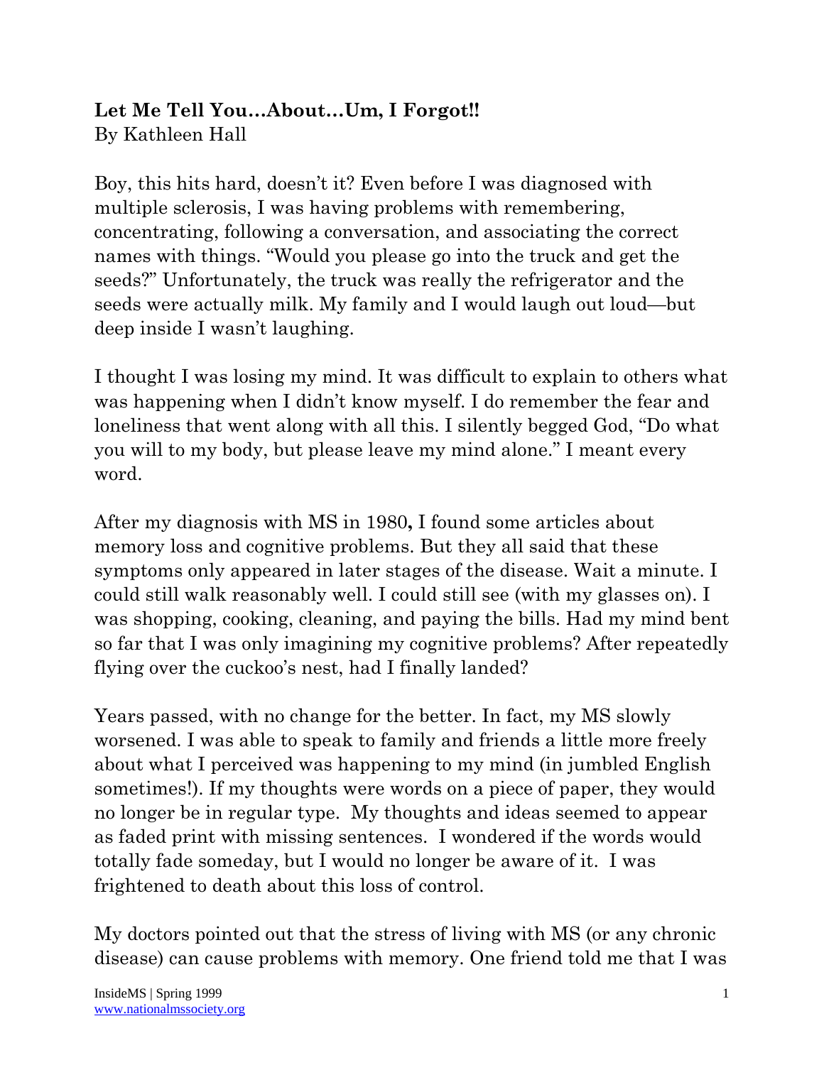**Let Me Tell You…About…Um, I Forgot!!**
By Kathleen Hall

Boy, this hits hard, doesn't it? Even before I was diagnosed with multiple sclerosis, I was having problems with remembering, concentrating, following a conversation, and associating the correct names with things. "Would you please go into the truck and get the seeds?" Unfortunately, the truck was really the refrigerator and the seeds were actually milk. My family and I would laugh out loud—but deep inside I wasn't laughing.

I thought I was losing my mind. It was difficult to explain to others what was happening when I didn't know myself. I do remember the fear and loneliness that went along with all this. I silently begged God, "Do what you will to my body, but please leave my mind alone." I meant every word.

After my diagnosis with MS in 1980**,** I found some articles about memory loss and cognitive problems. But they all said that these symptoms only appeared in later stages of the disease. Wait a minute. I could still walk reasonably well. I could still see (with my glasses on). I was shopping, cooking, cleaning, and paying the bills. Had my mind bent so far that I was only imagining my cognitive problems? After repeatedly flying over the cuckoo's nest, had I finally landed?

Years passed, with no change for the better. In fact, my MS slowly worsened. I was able to speak to family and friends a little more freely about what I perceived was happening to my mind (in jumbled English sometimes!). If my thoughts were words on a piece of paper, they would no longer be in regular type. My thoughts and ideas seemed to appear as faded print with missing sentences. I wondered if the words would totally fade someday, but I would no longer be aware of it. I was frightened to death about this loss of control.

My doctors pointed out that the stress of living with MS (or any chronic disease) can cause problems with memory. One friend told me that I was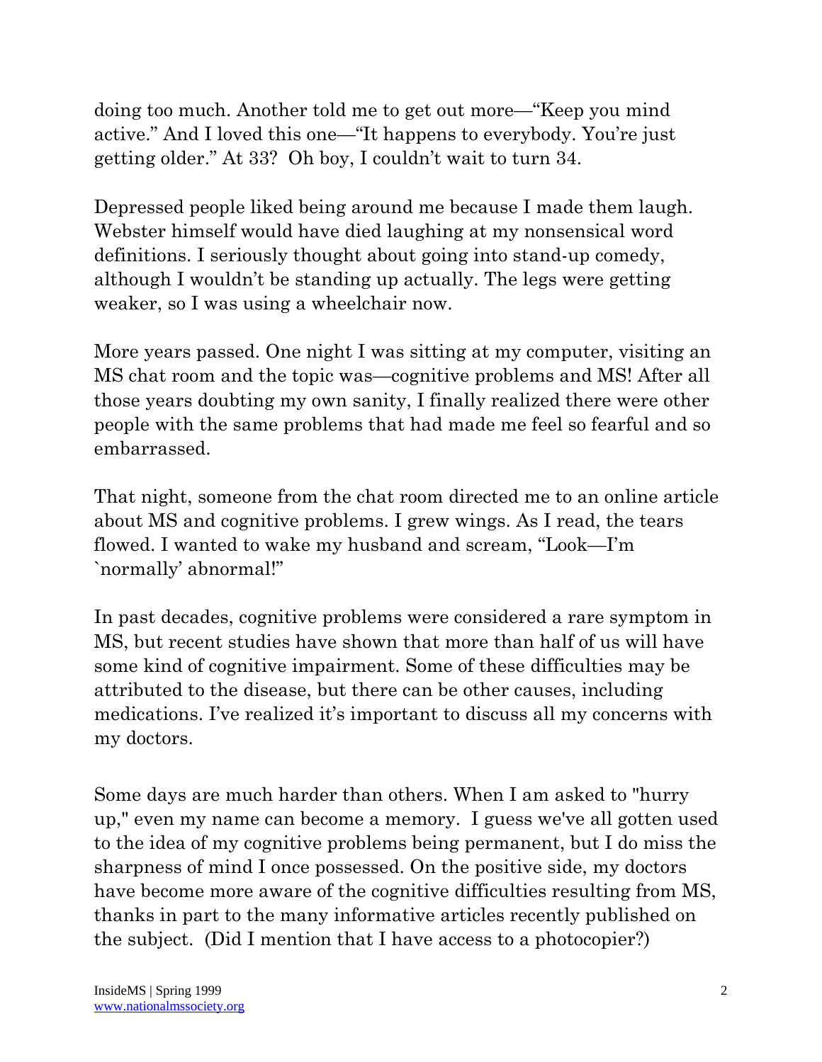doing too much. Another told me to get out more—"Keep you mind active." And I loved this one—"It happens to everybody. You're just getting older." At 33? Oh boy, I couldn't wait to turn 34.

Depressed people liked being around me because I made them laugh. Webster himself would have died laughing at my nonsensical word definitions. I seriously thought about going into stand-up comedy, although I wouldn't be standing up actually. The legs were getting weaker, so I was using a wheelchair now.

More years passed. One night I was sitting at my computer, visiting an MS chat room and the topic was—cognitive problems and MS! After all those years doubting my own sanity, I finally realized there were other people with the same problems that had made me feel so fearful and so embarrassed.

That night, someone from the chat room directed me to an online article about MS and cognitive problems. I grew wings. As I read, the tears flowed. I wanted to wake my husband and scream, "Look—I'm `normally' abnormal!"

In past decades, cognitive problems were considered a rare symptom in MS, but recent studies have shown that more than half of us will have some kind of cognitive impairment. Some of these difficulties may be attributed to the disease, but there can be other causes, including medications. I've realized it's important to discuss all my concerns with my doctors.

Some days are much harder than others. When I am asked to "hurry up," even my name can become a memory. I guess we've all gotten used to the idea of my cognitive problems being permanent, but I do miss the sharpness of mind I once possessed. On the positive side, my doctors have become more aware of the cognitive difficulties resulting from MS, thanks in part to the many informative articles recently published on the subject. (Did I mention that I have access to a photocopier?)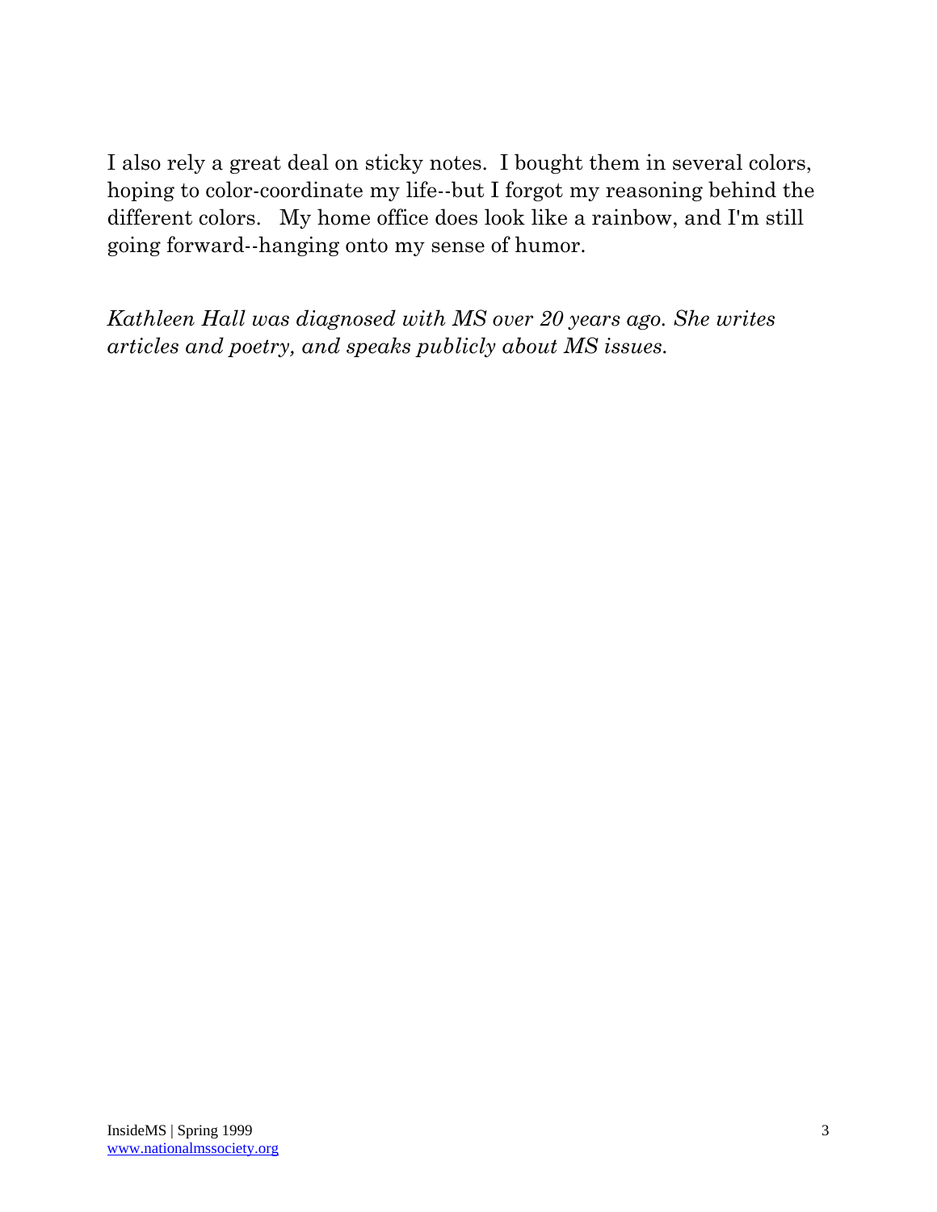I also rely a great deal on sticky notes. I bought them in several colors, hoping to color-coordinate my life--but I forgot my reasoning behind the different colors. My home office does look like a rainbow, and I'm still going forward--hanging onto my sense of humor.

*Kathleen Hall was diagnosed with MS over 20 years ago. She writes articles and poetry, and speaks publicly about MS issues.*